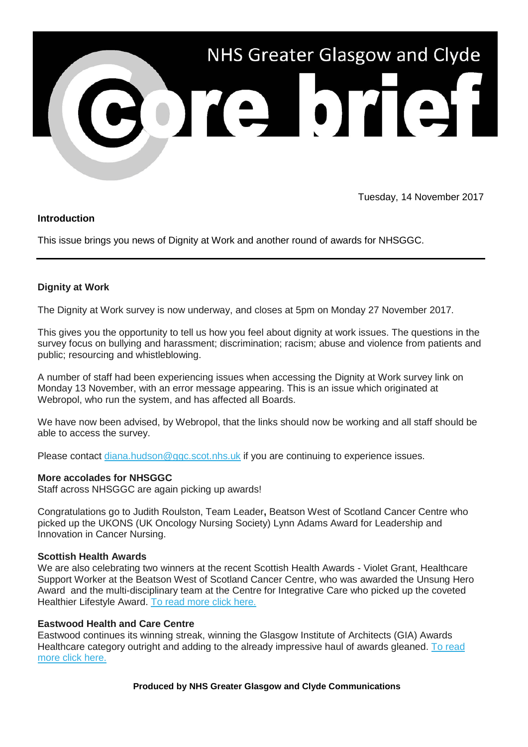# NHS Greater Glasgow and Clyde Core brief

Tuesday, 14 November 2017

## Introduction

This issue brings you news of Dignity at Work and another round of awards for NHSGGC.

---

## Dignity at Work

The Dignity at Work survey is now underway, and closes at 5pm on Monday 27 November 2017.

This gives you the opportunity to tell us how you feel about dignity at work issues. The questions in the survey focus on bullying and harassment; discrimination; racism; abuse and violence from patients and public; resourcing and whistleblowing.

A number of staff had been experiencing issues when accessing the Dignity at Work survey link on Monday 13 November, with an error message appearing. This is an issue which originated at Webropol, who run the system, and has affected all Boards.

We have now been advised, by Webropol, that the links should now be working and all staff should be able to access the survey.

Please contact diana.hudson@ggc.scot.nhs.uk if you are continuing to experience issues.

## More accolades for NHSGGC

Staff across NHSGGC are again picking up awards!

Congratulations go to Judith Roulston, Team Leader**,** Beatson West of Scotland Cancer Centre who picked up the UKONS (UK Oncology Nursing Society) Lynn Adams Award for Leadership and Innovation in Cancer Nursing.

### Scottish Health Awards

We are also celebrating two winners at the recent Scottish Health Awards - Violet Grant, Healthcare Support Worker at the Beatson West of Scotland Cancer Centre, who was awarded the Unsung Hero Award and the multi-disciplinary team at the Centre for Integrative Care who picked up the coveted Healthier Lifestyle Award. To read more click here.

### Eastwood Health and Care Centre

Eastwood continues its winning streak, winning the Glasgow Institute of Architects (GIA) Awards Healthcare category outright and adding to the already impressive haul of awards gleaned. To read more click here.

**Produced by NHS Greater Glasgow and Clyde Communications**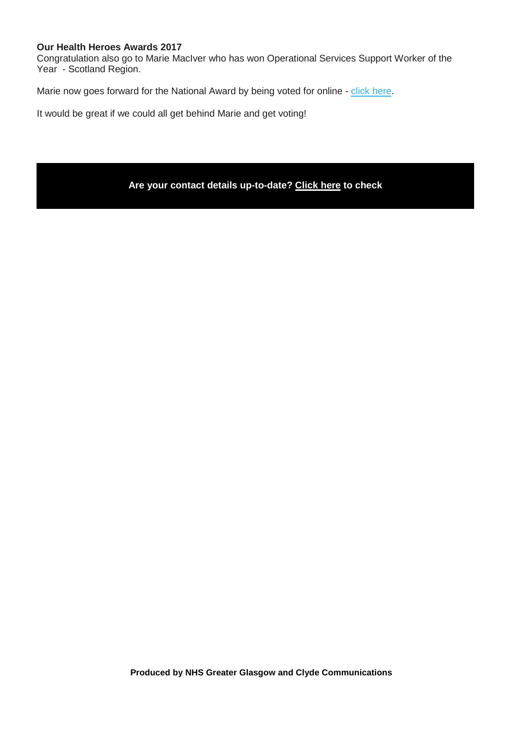**Our Health Heroes Awards 2017**

Congratulation also go to Marie MacIver who has won Operational Services Support Worker of the Year - Scotland Region.

Marie now goes forward for the National Award by being voted for online - click here.

It would be great if we could all get behind Marie and get voting!

**Are your contact details up-to-date? Click here to check**

**Produced by NHS Greater Glasgow and Clyde Communications**